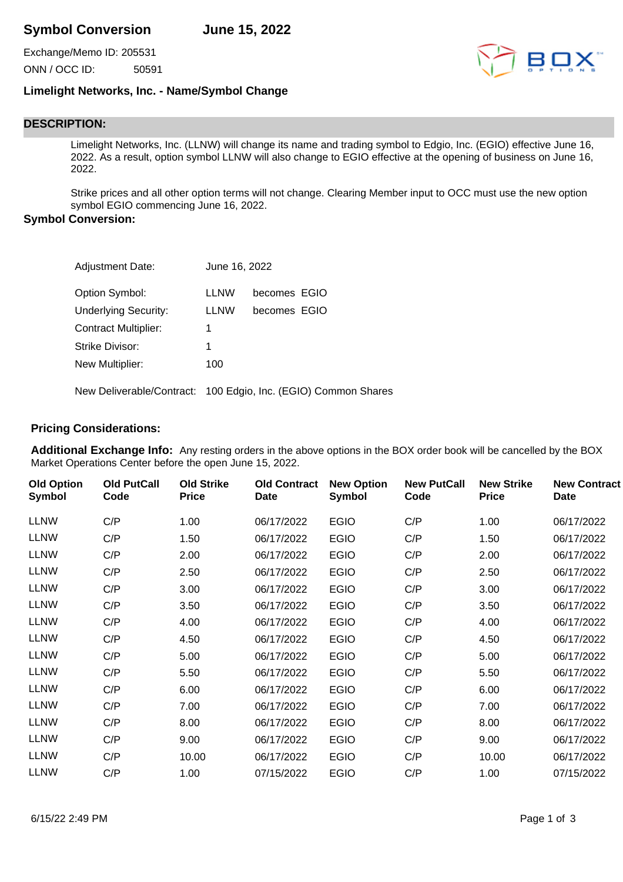# Symbol Conversion June 15, 2022

Exchange/Memo ID: 205531

ONN / OCC ID: 50591

### Limelight Networks, Inc. - Name/Symbol Change

## DESCRIPTION:

Limelight Networks, Inc. (LLNW) will change its name and trading symbol to Edgio, Inc. (EGIO) effective June 16, 2022. As a result, option symbol LLNW will also change to EGIO effective at the opening of business on June 16, 2022.

Strike prices and all other option terms will not change. Clearing Member input to OCC must use the new option symbol EGIO commencing June 16, 2022.

### Symbol Conversion:

| | | |
|---|---|---|
| Adjustment Date: | June 16, 2022 | |
| Option Symbol: | LLNW | becomes EGIO |
| Underlying Security: | LLNW | becomes EGIO |
| Contract Multiplier: | 1 | |
| Strike Divisor: | 1 | |
| New Multiplier: | 100 | |
| New Deliverable/Contract: | 100 Edgio, Inc. (EGIO) Common Shares | |

### Pricing Considerations:

**Additional Exchange Info:** Any resting orders in the above options in the BOX order book will be cancelled by the BOX Market Operations Center before the open June 15, 2022.

| Old Option Symbol | Old PutCall Code | Old Strike Price | Old Contract Date | New Option Symbol | New PutCall Code | New Strike Price | New Contract Date |
|---|---|---|---|---|---|---|---|
| LLNW | C/P | 1.00 | 06/17/2022 | EGIO | C/P | 1.00 | 06/17/2022 |
| LLNW | C/P | 1.50 | 06/17/2022 | EGIO | C/P | 1.50 | 06/17/2022 |
| LLNW | C/P | 2.00 | 06/17/2022 | EGIO | C/P | 2.00 | 06/17/2022 |
| LLNW | C/P | 2.50 | 06/17/2022 | EGIO | C/P | 2.50 | 06/17/2022 |
| LLNW | C/P | 3.00 | 06/17/2022 | EGIO | C/P | 3.00 | 06/17/2022 |
| LLNW | C/P | 3.50 | 06/17/2022 | EGIO | C/P | 3.50 | 06/17/2022 |
| LLNW | C/P | 4.00 | 06/17/2022 | EGIO | C/P | 4.00 | 06/17/2022 |
| LLNW | C/P | 4.50 | 06/17/2022 | EGIO | C/P | 4.50 | 06/17/2022 |
| LLNW | C/P | 5.00 | 06/17/2022 | EGIO | C/P | 5.00 | 06/17/2022 |
| LLNW | C/P | 5.50 | 06/17/2022 | EGIO | C/P | 5.50 | 06/17/2022 |
| LLNW | C/P | 6.00 | 06/17/2022 | EGIO | C/P | 6.00 | 06/17/2022 |
| LLNW | C/P | 7.00 | 06/17/2022 | EGIO | C/P | 7.00 | 06/17/2022 |
| LLNW | C/P | 8.00 | 06/17/2022 | EGIO | C/P | 8.00 | 06/17/2022 |
| LLNW | C/P | 9.00 | 06/17/2022 | EGIO | C/P | 9.00 | 06/17/2022 |
| LLNW | C/P | 10.00 | 06/17/2022 | EGIO | C/P | 10.00 | 06/17/2022 |
| LLNW | C/P | 1.00 | 07/15/2022 | EGIO | C/P | 1.00 | 07/15/2022 |

6/15/22 2:49 PM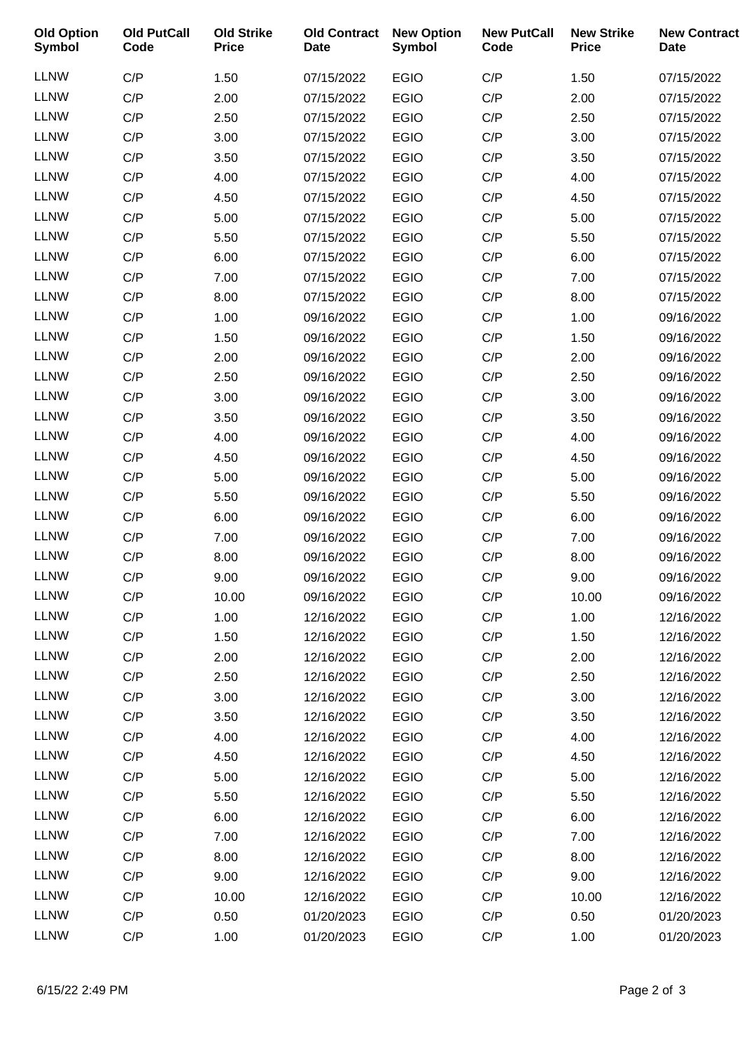| Old Option Symbol | Old PutCall Code | Old Strike Price | Old Contract Date | New Option Symbol | New PutCall Code | New Strike Price | New Contract Date |
|---|---|---|---|---|---|---|---|
| LLNW | C/P | 1.50 | 07/15/2022 | EGIO | C/P | 1.50 | 07/15/2022 |
| LLNW | C/P | 2.00 | 07/15/2022 | EGIO | C/P | 2.00 | 07/15/2022 |
| LLNW | C/P | 2.50 | 07/15/2022 | EGIO | C/P | 2.50 | 07/15/2022 |
| LLNW | C/P | 3.00 | 07/15/2022 | EGIO | C/P | 3.00 | 07/15/2022 |
| LLNW | C/P | 3.50 | 07/15/2022 | EGIO | C/P | 3.50 | 07/15/2022 |
| LLNW | C/P | 4.00 | 07/15/2022 | EGIO | C/P | 4.00 | 07/15/2022 |
| LLNW | C/P | 4.50 | 07/15/2022 | EGIO | C/P | 4.50 | 07/15/2022 |
| LLNW | C/P | 5.00 | 07/15/2022 | EGIO | C/P | 5.00 | 07/15/2022 |
| LLNW | C/P | 5.50 | 07/15/2022 | EGIO | C/P | 5.50 | 07/15/2022 |
| LLNW | C/P | 6.00 | 07/15/2022 | EGIO | C/P | 6.00 | 07/15/2022 |
| LLNW | C/P | 7.00 | 07/15/2022 | EGIO | C/P | 7.00 | 07/15/2022 |
| LLNW | C/P | 8.00 | 07/15/2022 | EGIO | C/P | 8.00 | 07/15/2022 |
| LLNW | C/P | 1.00 | 09/16/2022 | EGIO | C/P | 1.00 | 09/16/2022 |
| LLNW | C/P | 1.50 | 09/16/2022 | EGIO | C/P | 1.50 | 09/16/2022 |
| LLNW | C/P | 2.00 | 09/16/2022 | EGIO | C/P | 2.00 | 09/16/2022 |
| LLNW | C/P | 2.50 | 09/16/2022 | EGIO | C/P | 2.50 | 09/16/2022 |
| LLNW | C/P | 3.00 | 09/16/2022 | EGIO | C/P | 3.00 | 09/16/2022 |
| LLNW | C/P | 3.50 | 09/16/2022 | EGIO | C/P | 3.50 | 09/16/2022 |
| LLNW | C/P | 4.00 | 09/16/2022 | EGIO | C/P | 4.00 | 09/16/2022 |
| LLNW | C/P | 4.50 | 09/16/2022 | EGIO | C/P | 4.50 | 09/16/2022 |
| LLNW | C/P | 5.00 | 09/16/2022 | EGIO | C/P | 5.00 | 09/16/2022 |
| LLNW | C/P | 5.50 | 09/16/2022 | EGIO | C/P | 5.50 | 09/16/2022 |
| LLNW | C/P | 6.00 | 09/16/2022 | EGIO | C/P | 6.00 | 09/16/2022 |
| LLNW | C/P | 7.00 | 09/16/2022 | EGIO | C/P | 7.00 | 09/16/2022 |
| LLNW | C/P | 8.00 | 09/16/2022 | EGIO | C/P | 8.00 | 09/16/2022 |
| LLNW | C/P | 9.00 | 09/16/2022 | EGIO | C/P | 9.00 | 09/16/2022 |
| LLNW | C/P | 10.00 | 09/16/2022 | EGIO | C/P | 10.00 | 09/16/2022 |
| LLNW | C/P | 1.00 | 12/16/2022 | EGIO | C/P | 1.00 | 12/16/2022 |
| LLNW | C/P | 1.50 | 12/16/2022 | EGIO | C/P | 1.50 | 12/16/2022 |
| LLNW | C/P | 2.00 | 12/16/2022 | EGIO | C/P | 2.00 | 12/16/2022 |
| LLNW | C/P | 2.50 | 12/16/2022 | EGIO | C/P | 2.50 | 12/16/2022 |
| LLNW | C/P | 3.00 | 12/16/2022 | EGIO | C/P | 3.00 | 12/16/2022 |
| LLNW | C/P | 3.50 | 12/16/2022 | EGIO | C/P | 3.50 | 12/16/2022 |
| LLNW | C/P | 4.00 | 12/16/2022 | EGIO | C/P | 4.00 | 12/16/2022 |
| LLNW | C/P | 4.50 | 12/16/2022 | EGIO | C/P | 4.50 | 12/16/2022 |
| LLNW | C/P | 5.00 | 12/16/2022 | EGIO | C/P | 5.00 | 12/16/2022 |
| LLNW | C/P | 5.50 | 12/16/2022 | EGIO | C/P | 5.50 | 12/16/2022 |
| LLNW | C/P | 6.00 | 12/16/2022 | EGIO | C/P | 6.00 | 12/16/2022 |
| LLNW | C/P | 7.00 | 12/16/2022 | EGIO | C/P | 7.00 | 12/16/2022 |
| LLNW | C/P | 8.00 | 12/16/2022 | EGIO | C/P | 8.00 | 12/16/2022 |
| LLNW | C/P | 9.00 | 12/16/2022 | EGIO | C/P | 9.00 | 12/16/2022 |
| LLNW | C/P | 10.00 | 12/16/2022 | EGIO | C/P | 10.00 | 12/16/2022 |
| LLNW | C/P | 0.50 | 01/20/2023 | EGIO | C/P | 0.50 | 01/20/2023 |
| LLNW | C/P | 1.00 | 01/20/2023 | EGIO | C/P | 1.00 | 01/20/2023 |

6/15/22 2:49 PM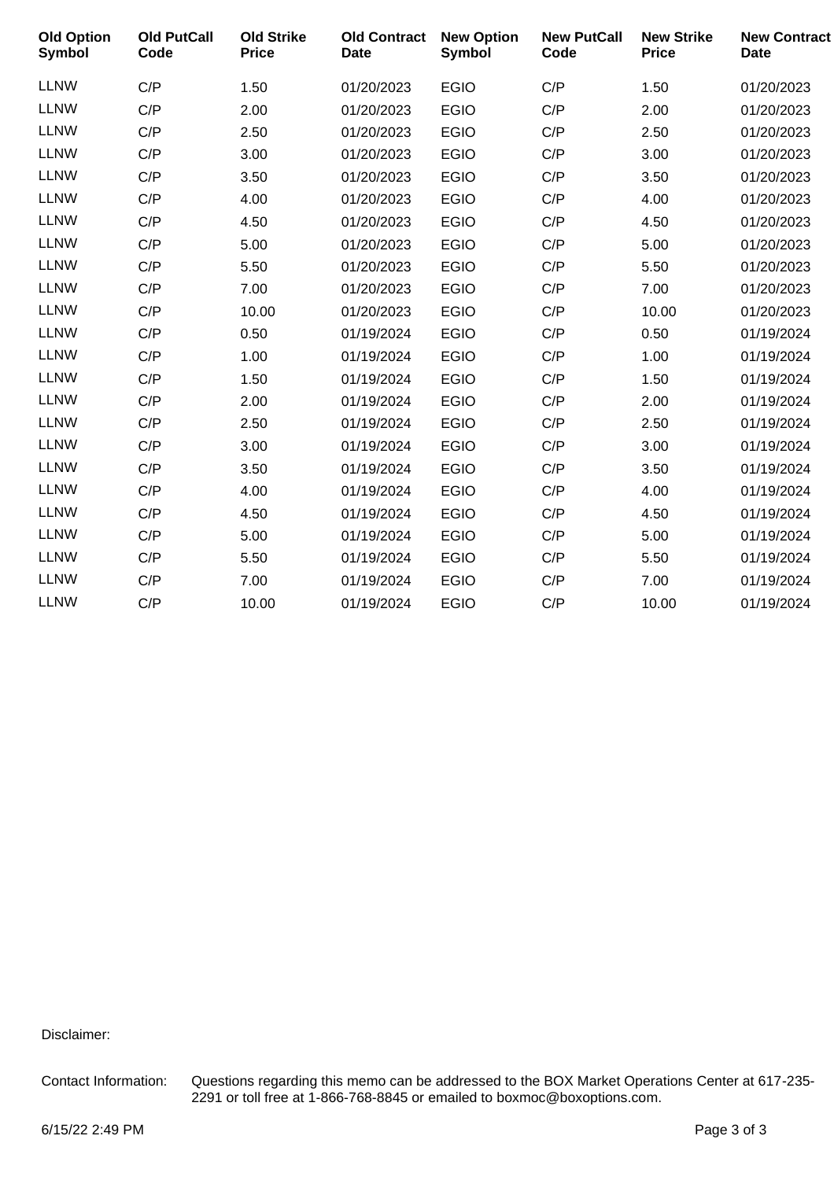| Old Option Symbol | Old PutCall Code | Old Strike Price | Old Contract Date | New Option Symbol | New PutCall Code | New Strike Price | New Contract Date |
|---|---|---|---|---|---|---|---|
| LLNW | C/P | 1.50 | 01/20/2023 | EGIO | C/P | 1.50 | 01/20/2023 |
| LLNW | C/P | 2.00 | 01/20/2023 | EGIO | C/P | 2.00 | 01/20/2023 |
| LLNW | C/P | 2.50 | 01/20/2023 | EGIO | C/P | 2.50 | 01/20/2023 |
| LLNW | C/P | 3.00 | 01/20/2023 | EGIO | C/P | 3.00 | 01/20/2023 |
| LLNW | C/P | 3.50 | 01/20/2023 | EGIO | C/P | 3.50 | 01/20/2023 |
| LLNW | C/P | 4.00 | 01/20/2023 | EGIO | C/P | 4.00 | 01/20/2023 |
| LLNW | C/P | 4.50 | 01/20/2023 | EGIO | C/P | 4.50 | 01/20/2023 |
| LLNW | C/P | 5.00 | 01/20/2023 | EGIO | C/P | 5.00 | 01/20/2023 |
| LLNW | C/P | 5.50 | 01/20/2023 | EGIO | C/P | 5.50 | 01/20/2023 |
| LLNW | C/P | 7.00 | 01/20/2023 | EGIO | C/P | 7.00 | 01/20/2023 |
| LLNW | C/P | 10.00 | 01/20/2023 | EGIO | C/P | 10.00 | 01/20/2023 |
| LLNW | C/P | 0.50 | 01/19/2024 | EGIO | C/P | 0.50 | 01/19/2024 |
| LLNW | C/P | 1.00 | 01/19/2024 | EGIO | C/P | 1.00 | 01/19/2024 |
| LLNW | C/P | 1.50 | 01/19/2024 | EGIO | C/P | 1.50 | 01/19/2024 |
| LLNW | C/P | 2.00 | 01/19/2024 | EGIO | C/P | 2.00 | 01/19/2024 |
| LLNW | C/P | 2.50 | 01/19/2024 | EGIO | C/P | 2.50 | 01/19/2024 |
| LLNW | C/P | 3.00 | 01/19/2024 | EGIO | C/P | 3.00 | 01/19/2024 |
| LLNW | C/P | 3.50 | 01/19/2024 | EGIO | C/P | 3.50 | 01/19/2024 |
| LLNW | C/P | 4.00 | 01/19/2024 | EGIO | C/P | 4.00 | 01/19/2024 |
| LLNW | C/P | 4.50 | 01/19/2024 | EGIO | C/P | 4.50 | 01/19/2024 |
| LLNW | C/P | 5.00 | 01/19/2024 | EGIO | C/P | 5.00 | 01/19/2024 |
| LLNW | C/P | 5.50 | 01/19/2024 | EGIO | C/P | 5.50 | 01/19/2024 |
| LLNW | C/P | 7.00 | 01/19/2024 | EGIO | C/P | 7.00 | 01/19/2024 |
| LLNW | C/P | 10.00 | 01/19/2024 | EGIO | C/P | 10.00 | 01/19/2024 |

Disclaimer:

Contact Information: Questions regarding this memo can be addressed to the BOX Market Operations Center at 617-235-2291 or toll free at 1-866-768-8845 or emailed to boxmoc@boxoptions.com.

6/15/22 2:49 PM